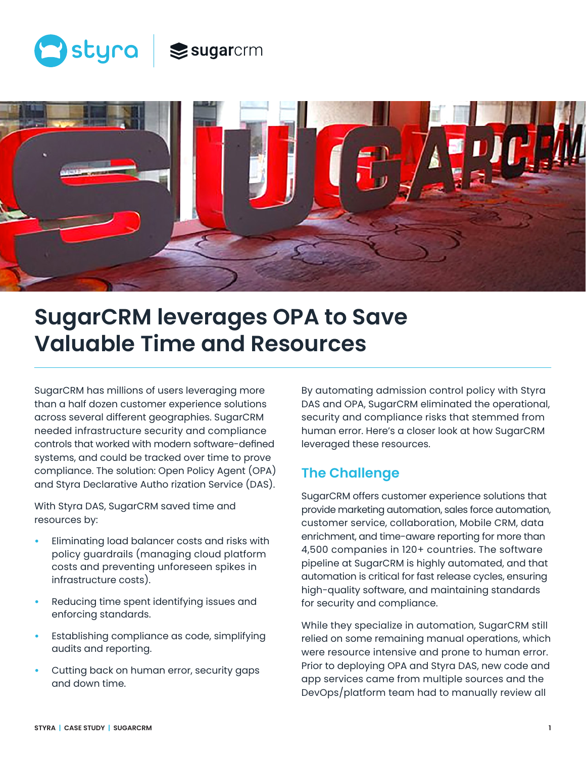# SugarCRM leverages OPA to Save Valuable Time and Resources

SugarCRM has millions of users leveraging more than a half dozen customer experience solutions across several different geographies. SugarCRM needed infrastructure security and compliance controls that worked with modern software-defined systems, and could be tracked over time to prove compliance. The solution: Open Policy Agent (OPA) and Styra Declarative Autho rization Service (DAS).

With Styra DAS, SugarCRM saved time and resources by:

- Eliminating load balancer costs and risks with policy guardrails (managing cloud platform costs and preventing unforeseen spikes in infrastructure costs).
- Reducing time spent identifying issues and enforcing standards.
- Establishing compliance as code, simplifying audits and reporting.
- Cutting back on human error, security gaps and down time.

By automating admission control policy with Styra DAS and OPA, SugarCRM eliminated the operational, security and compliance risks that stemmed from human error. Here's a closer look at how SugarCRM leveraged these resources.

## The Challenge

SugarCRM offers customer experience solutions that provide marketing automation, sales force automation, customer service, collaboration, Mobile CRM, data enrichment, and time-aware reporting for more than 4,500 companies in 120+ countries. The software pipeline at SugarCRM is highly automated, and that automation is critical for fast release cycles, ensuring high-quality software, and maintaining standards for security and compliance.

While they specialize in automation, SugarCRM still relied on some remaining manual operations, which were resource intensive and prone to human error. Prior to deploying OPA and Styra DAS, new code and app services came from multiple sources and the DevOps/platform team had to manually review all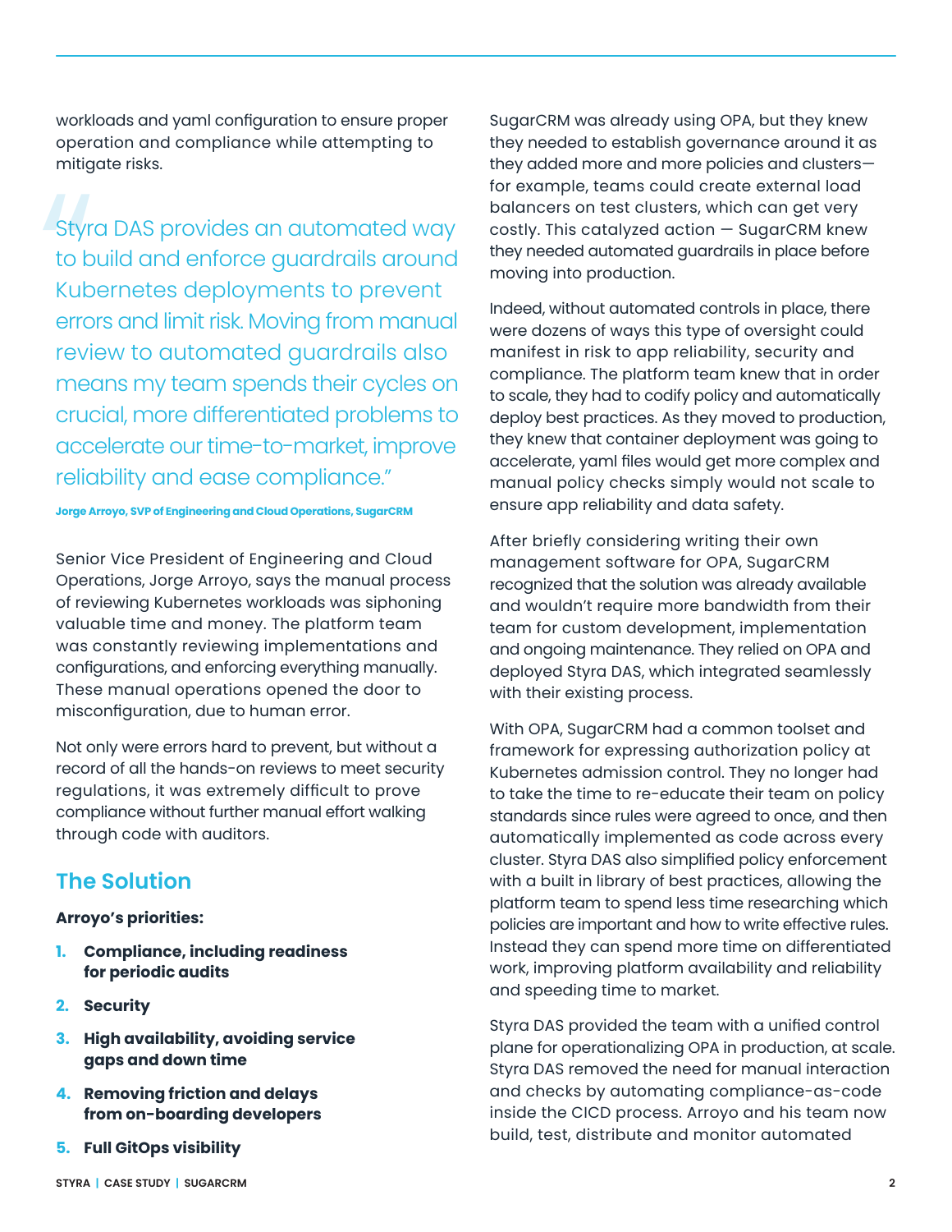workloads and yaml configuration to ensure proper operation and compliance while attempting to mitigate risks.

> "Styra DAS provides an automated way to build and enforce guardrails around Kubernetes deployments to prevent errors and limit risk. Moving from manual review to automated guardrails also means my team spends their cycles on crucial, more differentiated problems to accelerate our time-to-market, improve reliability and ease compliance."
>
> **Jorge Arroyo, SVP of Engineering and Cloud Operations, SugarCRM**

Senior Vice President of Engineering and Cloud Operations, Jorge Arroyo, says the manual process of reviewing Kubernetes workloads was siphoning valuable time and money. The platform team was constantly reviewing implementations and configurations, and enforcing everything manually. These manual operations opened the door to misconfiguration, due to human error.

Not only were errors hard to prevent, but without a record of all the hands-on reviews to meet security regulations, it was extremely difficult to prove compliance without further manual effort walking through code with auditors.

## The Solution

**Arroyo's priorities:**

1. **Compliance, including readiness for periodic audits**
2. **Security**
3. **High availability, avoiding service gaps and down time**
4. **Removing friction and delays from on-boarding developers**
5. **Full GitOps visibility**

SugarCRM was already using OPA, but they knew they needed to establish governance around it as they added more and more policies and clusters—for example, teams could create external load balancers on test clusters, which can get very costly. This catalyzed action — SugarCRM knew they needed automated guardrails in place before moving into production.

Indeed, without automated controls in place, there were dozens of ways this type of oversight could manifest in risk to app reliability, security and compliance. The platform team knew that in order to scale, they had to codify policy and automatically deploy best practices. As they moved to production, they knew that container deployment was going to accelerate, yaml files would get more complex and manual policy checks simply would not scale to ensure app reliability and data safety.

After briefly considering writing their own management software for OPA, SugarCRM recognized that the solution was already available and wouldn't require more bandwidth from their team for custom development, implementation and ongoing maintenance. They relied on OPA and deployed Styra DAS, which integrated seamlessly with their existing process.

With OPA, SugarCRM had a common toolset and framework for expressing authorization policy at Kubernetes admission control. They no longer had to take the time to re-educate their team on policy standards since rules were agreed to once, and then automatically implemented as code across every cluster. Styra DAS also simplified policy enforcement with a built in library of best practices, allowing the platform team to spend less time researching which policies are important and how to write effective rules. Instead they can spend more time on differentiated work, improving platform availability and reliability and speeding time to market.

Styra DAS provided the team with a unified control plane for operationalizing OPA in production, at scale. Styra DAS removed the need for manual interaction and checks by automating compliance-as-code inside the CICD process. Arroyo and his team now build, test, distribute and monitor automated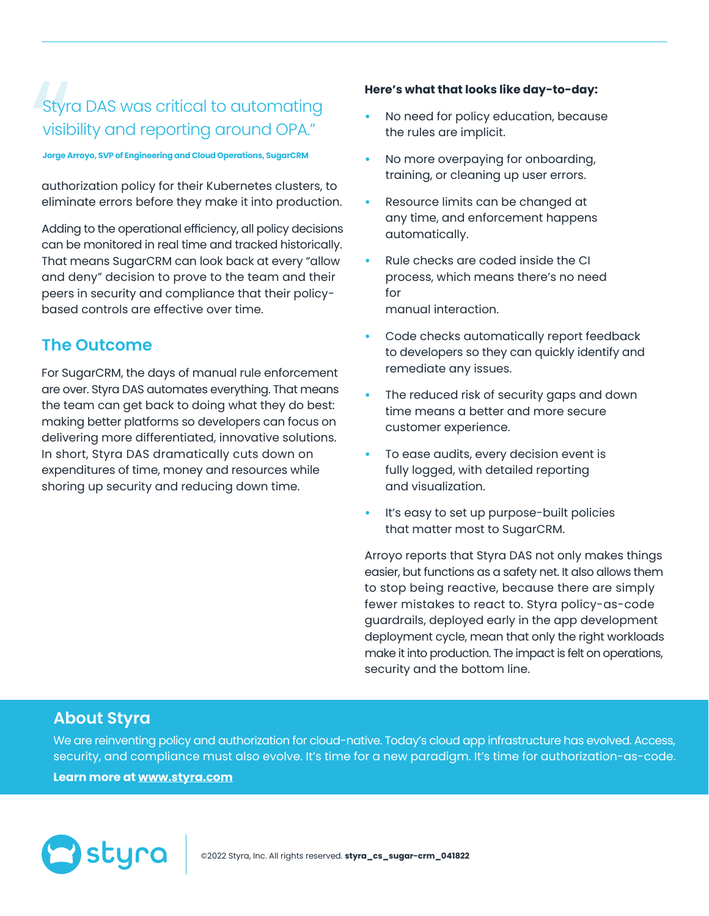> Styra DAS was critical to automating visibility and reporting around OPA."
>
> **Jorge Arroyo, SVP of Engineering and Cloud Operations, SugarCRM**

authorization policy for their Kubernetes clusters, to eliminate errors before they make it into production.

Adding to the operational efficiency, all policy decisions can be monitored in real time and tracked historically. That means SugarCRM can look back at every "allow and deny" decision to prove to the team and their peers in security and compliance that their policy-based controls are effective over time.

## The Outcome

For SugarCRM, the days of manual rule enforcement are over. Styra DAS automates everything. That means the team can get back to doing what they do best: making better platforms so developers can focus on delivering more differentiated, innovative solutions. In short, Styra DAS dramatically cuts down on expenditures of time, money and resources while shoring up security and reducing down time.

**Here's what that looks like day-to-day:**

- No need for policy education, because the rules are implicit.
- No more overpaying for onboarding, training, or cleaning up user errors.
- Resource limits can be changed at any time, and enforcement happens automatically.
- Rule checks are coded inside the CI process, which means there's no need for manual interaction.
- Code checks automatically report feedback to developers so they can quickly identify and remediate any issues.
- The reduced risk of security gaps and down time means a better and more secure customer experience.
- To ease audits, every decision event is fully logged, with detailed reporting and visualization.
- It's easy to set up purpose-built policies that matter most to SugarCRM.

Arroyo reports that Styra DAS not only makes things easier, but functions as a safety net. It also allows them to stop being reactive, because there are simply fewer mistakes to react to. Styra policy-as-code guardrails, deployed early in the app development deployment cycle, mean that only the right workloads make it into production. The impact is felt on operations, security and the bottom line.

## About Styra

We are reinventing policy and authorization for cloud-native. Today's cloud app infrastructure has evolved. Access, security, and compliance must also evolve. It's time for a new paradigm. It's time for authorization-as-code.

**Learn more at www.styra.com**

styra

©2022 Styra, Inc. All rights reserved. **styra_cs_sugar-crm_041822**